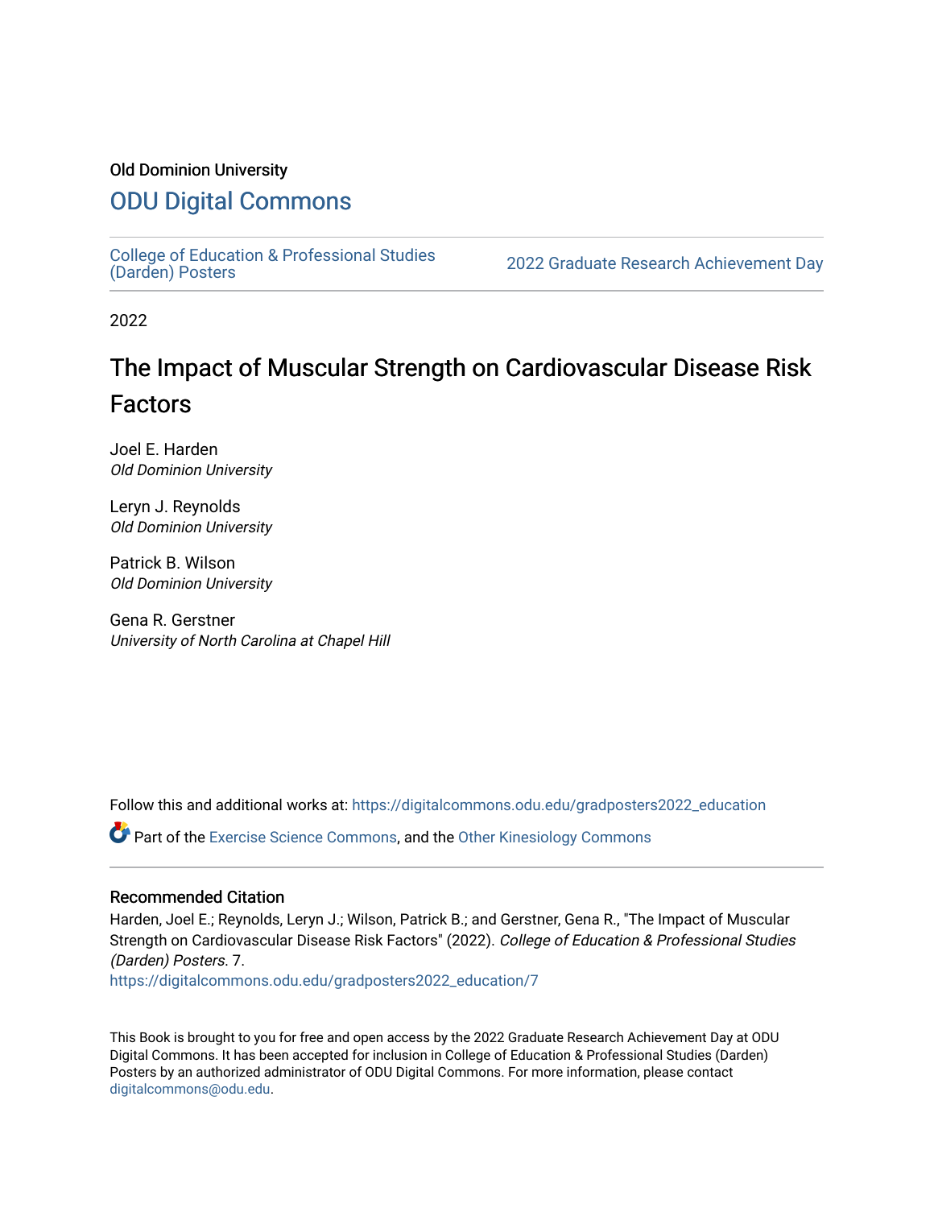Old Dominion University

# ODU Digital Commons

College of Education & Professional Studies (Darden) Posters

2022 Graduate Research Achievement Day

2022

## The Impact of Muscular Strength on Cardiovascular Disease Risk Factors

Joel E. Harden
*Old Dominion University*

Leryn J. Reynolds
*Old Dominion University*

Patrick B. Wilson
*Old Dominion University*

Gena R. Gerstner
*University of North Carolina at Chapel Hill*

Follow this and additional works at: https://digitalcommons.odu.edu/gradposters2022_education

Part of the Exercise Science Commons, and the Other Kinesiology Commons

### Recommended Citation

Harden, Joel E.; Reynolds, Leryn J.; Wilson, Patrick B.; and Gerstner, Gena R., "The Impact of Muscular Strength on Cardiovascular Disease Risk Factors" (2022). *College of Education & Professional Studies (Darden) Posters*. 7.
https://digitalcommons.odu.edu/gradposters2022_education/7

This Book is brought to you for free and open access by the 2022 Graduate Research Achievement Day at ODU Digital Commons. It has been accepted for inclusion in College of Education & Professional Studies (Darden) Posters by an authorized administrator of ODU Digital Commons. For more information, please contact digitalcommons@odu.edu.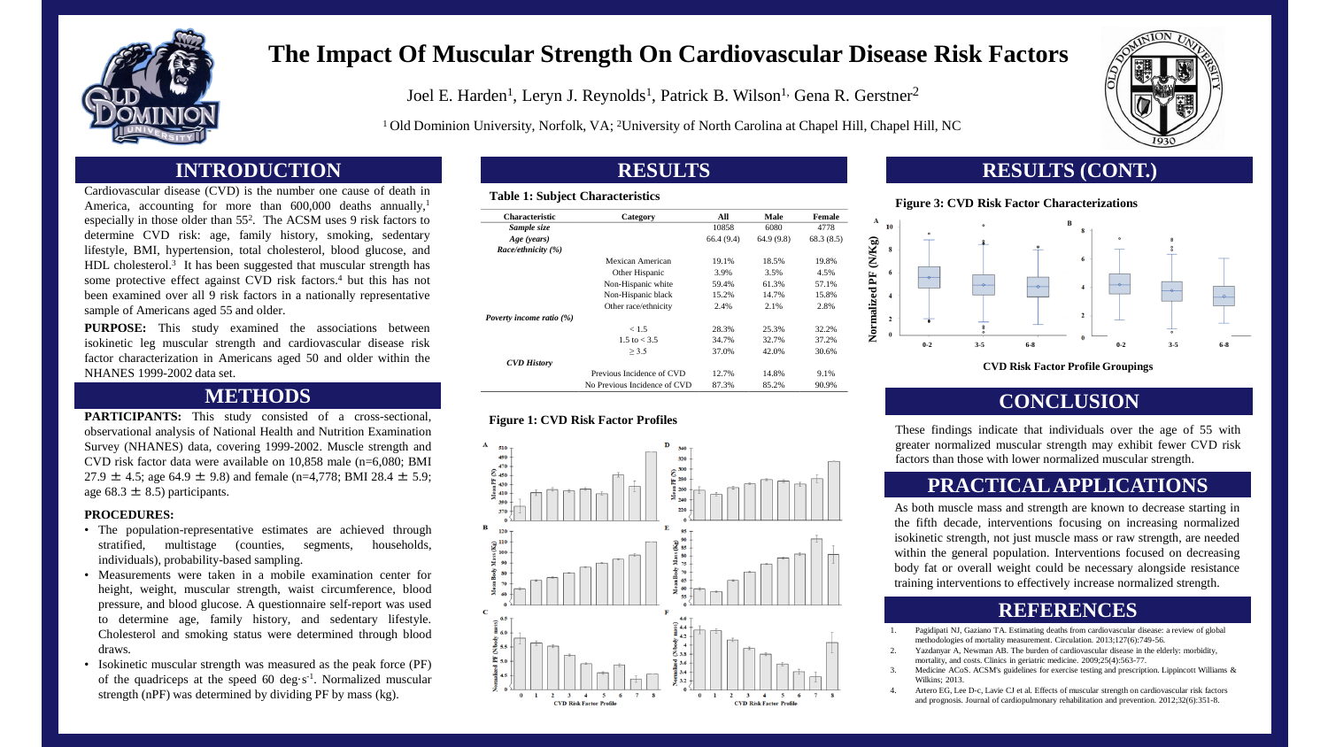# The Impact Of Muscular Strength On Cardiovascular Disease Risk Factors

Joel E. Harden[1], Leryn J. Reynolds[1], Patrick B. Wilson[1], Gena R. Gerstner[2]

[1] Old Dominion University, Norfolk, VA; [2]University of North Carolina at Chapel Hill, Chapel Hill, NC

## INTRODUCTION

Cardiovascular disease (CVD) is the number one cause of death in America, accounting for more than 600,000 deaths annually,[1] especially in those older than 55[2]. The ACSM uses 9 risk factors to determine CVD risk: age, family history, smoking, sedentary lifestyle, BMI, hypertension, total cholesterol, blood glucose, and HDL cholesterol.[3] It has been suggested that muscular strength has some protective effect against CVD risk factors.[4] but this has not been examined over all 9 risk factors in a nationally representative sample of Americans aged 55 and older.

**PURPOSE:** This study examined the associations between isokinetic leg muscular strength and cardiovascular disease risk factor characterization in Americans aged 50 and older within the NHANES 1999-2002 data set.

## METHODS

**PARTICIPANTS:** This study consisted of a cross-sectional, observational analysis of National Health and Nutrition Examination Survey (NHANES) data, covering 1999-2002. Muscle strength and CVD risk factor data were available on 10,858 male (n=6,080; BMI 27.9 ± 4.5; age 64.9 ± 9.8) and female (n=4,778; BMI 28.4 ± 5.9; age 68.3 ± 8.5) participants.

**PROCEDURES:**

- The population-representative estimates are achieved through stratified, multistage (counties, segments, households, individuals), probability-based sampling.
- Measurements were taken in a mobile examination center for height, weight, muscular strength, waist circumference, blood pressure, and blood glucose. A questionnaire self-report was used to determine age, family history, and sedentary lifestyle. Cholesterol and smoking status were determined through blood draws.
- Isokinetic muscular strength was measured as the peak force (PF) of the quadriceps at the speed 60 deg·s$^{-1}$. Normalized muscular strength (nPF) was determined by dividing PF by mass (kg).

## RESULTS

**Table 1: Subject Characteristics**

| Characteristic | Category | All | Male | Female |
|---|---|---|---|---|
| *Sample size* | | 10858 | 6080 | 4778 |
| *Age (years)* | | 66.4 (9.4) | 64.9 (9.8) | 68.3 (8.5) |
| *Race/ethnicity (%)* | | | | |
| | Mexican American | 19.1% | 18.5% | 19.8% |
| | Other Hispanic | 3.9% | 3.5% | 4.5% |
| | Non-Hispanic white | 59.4% | 61.3% | 57.1% |
| | Non-Hispanic black | 15.2% | 14.7% | 15.8% |
| | Other race/ethnicity | 2.4% | 2.1% | 2.8% |
| *Poverty income ratio (%)* | | | | |
| | < 1.5 | 28.3% | 25.3% | 32.2% |
| | 1.5 to < 3.5 | 34.7% | 32.7% | 37.2% |
| | ≥ 3.5 | 37.0% | 42.0% | 30.6% |
| *CVD History* | | | | |
| | Previous Incidence of CVD | 12.7% | 14.8% | 9.1% |
| | No Previous Incidence of CVD | 87.3% | 85.2% | 90.9% |

**Figure 1: CVD Risk Factor Profiles**

A: Mean PF (N)
B: Mean Body Mass (Kg)
C: Normalized PF (N/body mass)
D: Mean PF (N)
E: Mean Body Mass (Kg)
F: Normalized PF (N/body mass)

CVD Risk Factor Profile

## RESULTS (CONT.)

**Figure 3: CVD Risk Factor Characterizations**

Normalized PF (N/Kg)

A: 0-2, 3-5, 6-8

B: 0-2, 3-5, 6-8

CVD Risk Factor Profile Groupings

## CONCLUSION

These findings indicate that individuals over the age of 55 with greater normalized muscular strength may exhibit fewer CVD risk factors than those with lower normalized muscular strength.

## PRACTICAL APPLICATIONS

As both muscle mass and strength are known to decrease starting in the fifth decade, interventions focusing on increasing normalized isokinetic strength, not just muscle mass or raw strength, are needed within the general population. Interventions focused on decreasing body fat or overall weight could be necessary alongside resistance training interventions to effectively increase normalized strength.

## REFERENCES

1. Pagidipati NJ, Gaziano TA. Estimating deaths from cardiovascular disease: a review of global methodologies of mortality measurement. Circulation. 2013;127(6):749-56.
2. Yazdanyar A, Newman AB. The burden of cardiovascular disease in the elderly: morbidity, mortality, and costs. Clinics in geriatric medicine. 2009;25(4):563-77.
3. Medicine ACoS. ACSM's guidelines for exercise testing and prescription. Lippincott Williams & Wilkins; 2013.
4. Artero EG, Lee D-c, Lavie CJ et al. Effects of muscular strength on cardiovascular risk factors and prognosis. Journal of cardiopulmonary rehabilitation and prevention. 2012;32(6):351-8.